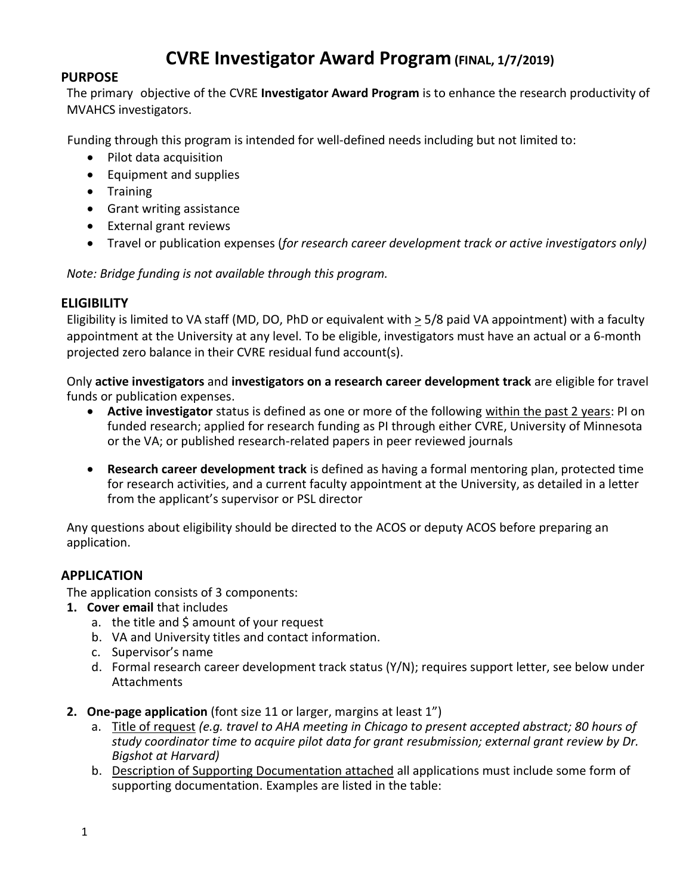# CVRE Investigator Award Program (FINAL, 1/7/2019)

## PURPOSE

The primary objective of the CVRE **Investigator Award Program** is to enhance the research productivity of MVAHCS investigators.

Funding through this program is intended for well-defined needs including but not limited to:

- Pilot data acquisition
- Equipment and supplies
- Training
- Grant writing assistance
- External grant reviews
- Travel or publication expenses (*for research career development track or active investigators only)*

*Note: Bridge funding is not available through this program.*

## ELIGIBILITY

Eligibility is limited to VA staff (MD, DO, PhD or equivalent with ≥ 5/8 paid VA appointment) with a faculty appointment at the University at any level. To be eligible, investigators must have an actual or a 6-month projected zero balance in their CVRE residual fund account(s).

Only **active investigators** and **investigators on a research career development track** are eligible for travel funds or publication expenses.

- **Active investigator** status is defined as one or more of the following within the past 2 years: PI on funded research; applied for research funding as PI through either CVRE, University of Minnesota or the VA; or published research-related papers in peer reviewed journals
- **Research career development track** is defined as having a formal mentoring plan, protected time for research activities, and a current faculty appointment at the University, as detailed in a letter from the applicant's supervisor or PSL director

Any questions about eligibility should be directed to the ACOS or deputy ACOS before preparing an application.

## APPLICATION

The application consists of 3 components:

1. **Cover email** that includes
   a. the title and $ amount of your request
   b. VA and University titles and contact information.
   c. Supervisor's name
   d. Formal research career development track status (Y/N); requires support letter, see below under Attachments
2. **One-page application** (font size 11 or larger, margins at least 1")
   a. Title of request *(e.g. travel to AHA meeting in Chicago to present accepted abstract; 80 hours of study coordinator time to acquire pilot data for grant resubmission; external grant review by Dr. Bigshot at Harvard)*
   b. Description of Supporting Documentation attached all applications must include some form of supporting documentation. Examples are listed in the table: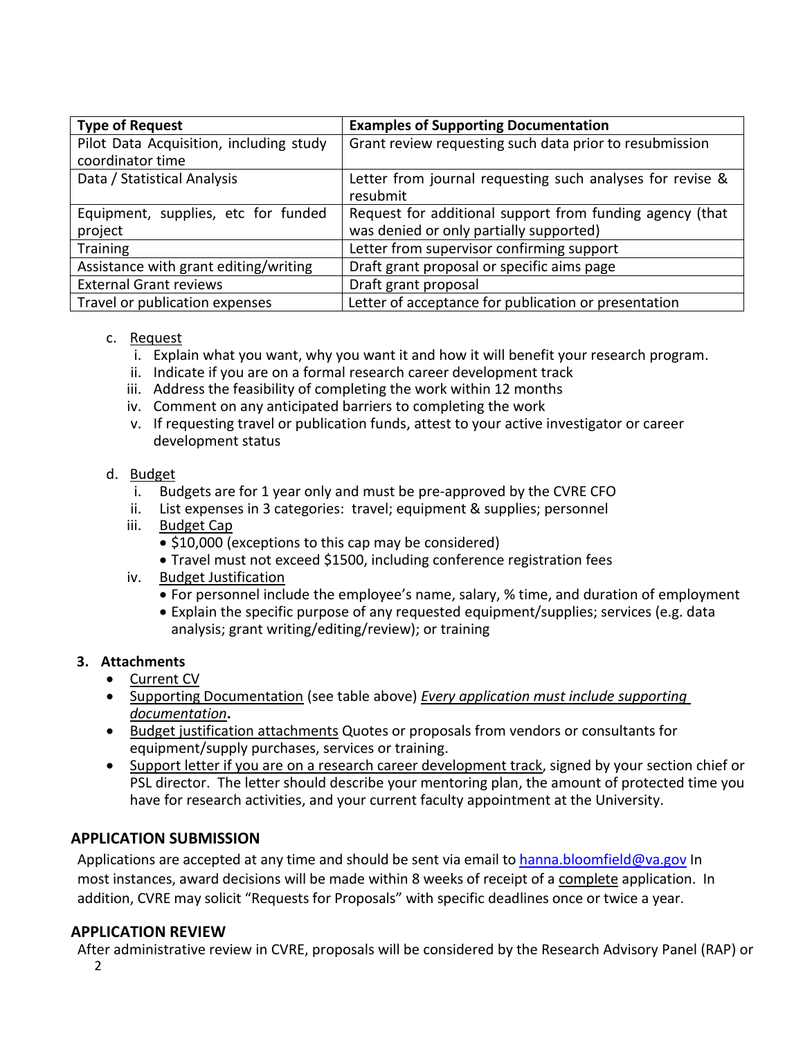| Type of Request | Examples of Supporting Documentation |
| --- | --- |
| Pilot Data Acquisition, including study coordinator time | Grant review requesting such data prior to resubmission |
| Data / Statistical Analysis | Letter from journal requesting such analyses for revise & resubmit |
| Equipment, supplies, etc for funded project | Request for additional support from funding agency (that was denied or only partially supported) |
| Training | Letter from supervisor confirming support |
| Assistance with grant editing/writing | Draft grant proposal or specific aims page |
| External Grant reviews | Draft grant proposal |
| Travel or publication expenses | Letter of acceptance for publication or presentation |

c. Request
   i. Explain what you want, why you want it and how it will benefit your research program.
   ii. Indicate if you are on a formal research career development track
   iii. Address the feasibility of completing the work within 12 months
   iv. Comment on any anticipated barriers to completing the work
   v. If requesting travel or publication funds, attest to your active investigator or career development status

d. Budget
   i. Budgets are for 1 year only and must be pre-approved by the CVRE CFO
   ii. List expenses in 3 categories: travel; equipment & supplies; personnel
   iii. Budget Cap
      - $10,000 (exceptions to this cap may be considered)
      - Travel must not exceed $1500, including conference registration fees
   iv. Budget Justification
      - For personnel include the employee's name, salary, % time, and duration of employment
      - Explain the specific purpose of any requested equipment/supplies; services (e.g. data analysis; grant writing/editing/review); or training

**3. Attachments**

- Current CV
- Supporting Documentation (see table above) ***Every application must include supporting documentation*.**
- Budget justification attachments Quotes or proposals from vendors or consultants for equipment/supply purchases, services or training.
- Support letter if you are on a research career development track, signed by your section chief or PSL director. The letter should describe your mentoring plan, the amount of protected time you have for research activities, and your current faculty appointment at the University.

## APPLICATION SUBMISSION

Applications are accepted at any time and should be sent via email to hanna.bloomfield@va.gov In most instances, award decisions will be made within 8 weeks of receipt of a complete application. In addition, CVRE may solicit "Requests for Proposals" with specific deadlines once or twice a year.

## APPLICATION REVIEW

After administrative review in CVRE, proposals will be considered by the Research Advisory Panel (RAP) or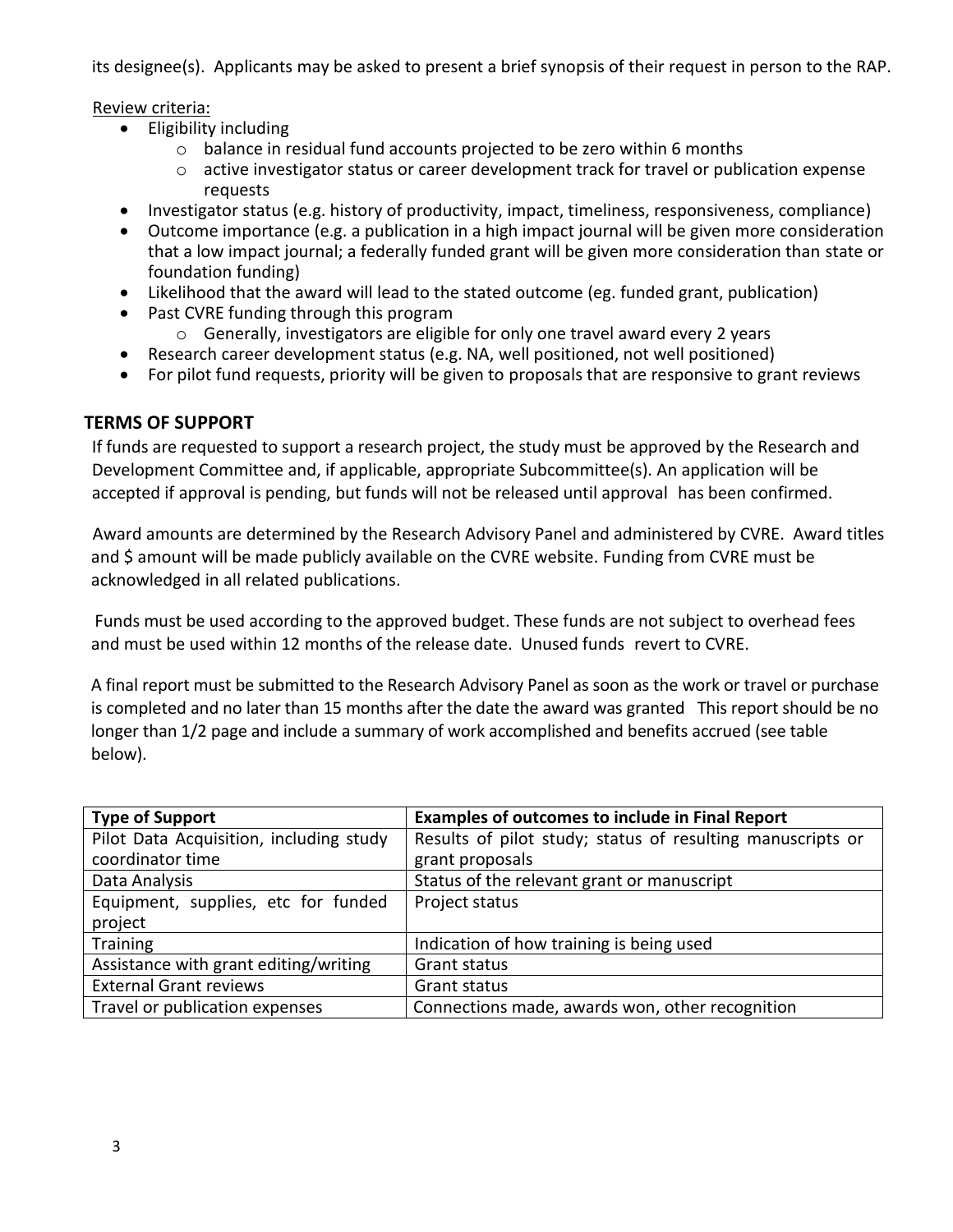its designee(s). Applicants may be asked to present a brief synopsis of their request in person to the RAP.

Review criteria:

- Eligibility including
  - balance in residual fund accounts projected to be zero within 6 months
  - active investigator status or career development track for travel or publication expense requests
- Investigator status (e.g. history of productivity, impact, timeliness, responsiveness, compliance)
- Outcome importance (e.g. a publication in a high impact journal will be given more consideration that a low impact journal; a federally funded grant will be given more consideration than state or foundation funding)
- Likelihood that the award will lead to the stated outcome (eg. funded grant, publication)
- Past CVRE funding through this program
  - Generally, investigators are eligible for only one travel award every 2 years
- Research career development status (e.g. NA, well positioned, not well positioned)
- For pilot fund requests, priority will be given to proposals that are responsive to grant reviews

## TERMS OF SUPPORT

If funds are requested to support a research project, the study must be approved by the Research and Development Committee and, if applicable, appropriate Subcommittee(s). An application will be accepted if approval is pending, but funds will not be released until approval has been confirmed.

Award amounts are determined by the Research Advisory Panel and administered by CVRE. Award titles and $ amount will be made publicly available on the CVRE website. Funding from CVRE must be acknowledged in all related publications.

Funds must be used according to the approved budget. These funds are not subject to overhead fees and must be used within 12 months of the release date. Unused funds revert to CVRE.

A final report must be submitted to the Research Advisory Panel as soon as the work or travel or purchase is completed and no later than 15 months after the date the award was granted This report should be no longer than 1/2 page and include a summary of work accomplished and benefits accrued (see table below).

| Type of Support | Examples of outcomes to include in Final Report |
| --- | --- |
| Pilot Data Acquisition, including study coordinator time | Results of pilot study; status of resulting manuscripts or grant proposals |
| Data Analysis | Status of the relevant grant or manuscript |
| Equipment, supplies, etc for funded project | Project status |
| Training | Indication of how training is being used |
| Assistance with grant editing/writing | Grant status |
| External Grant reviews | Grant status |
| Travel or publication expenses | Connections made, awards won, other recognition |